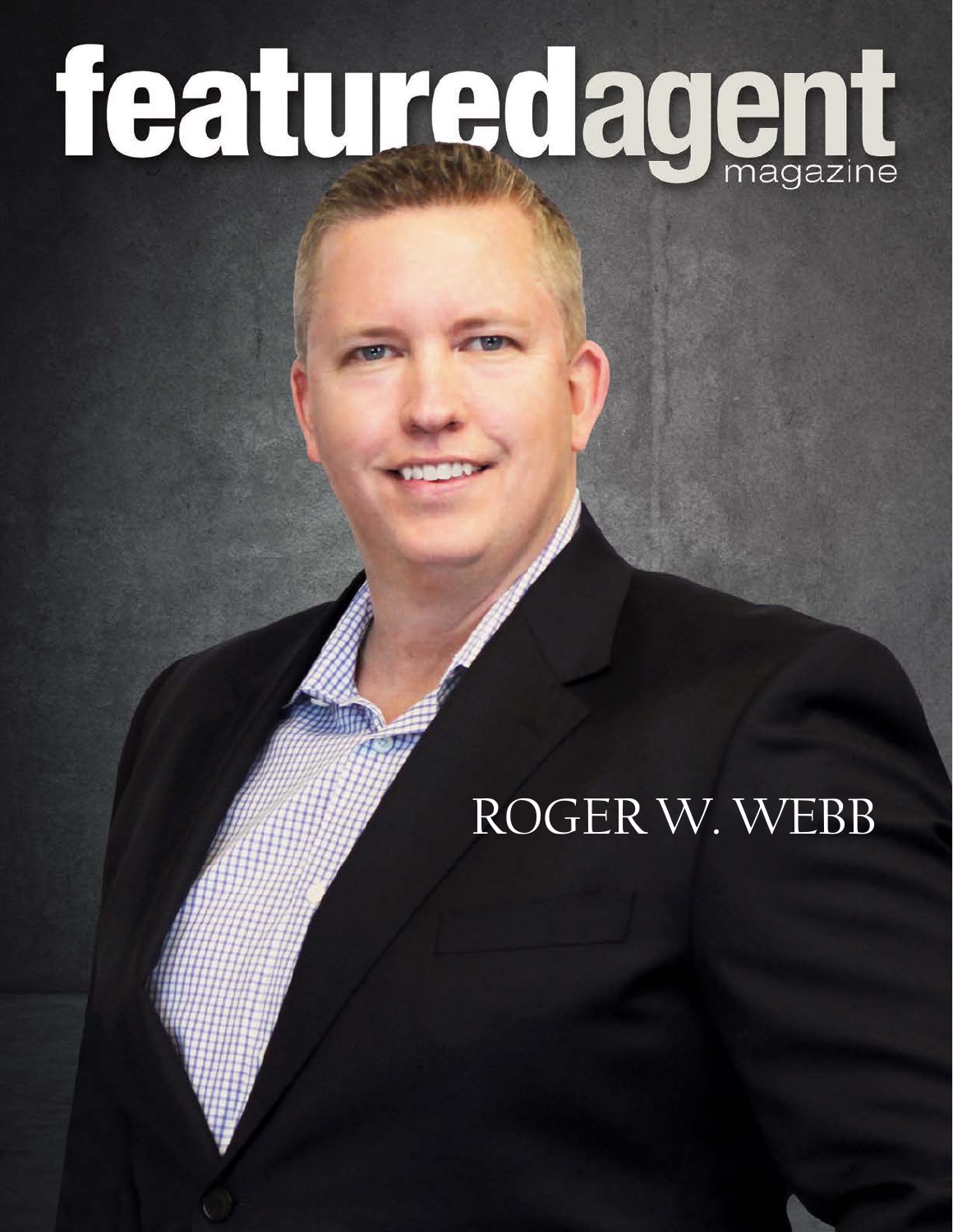# featuredagent magazine

ROGER W. WEBB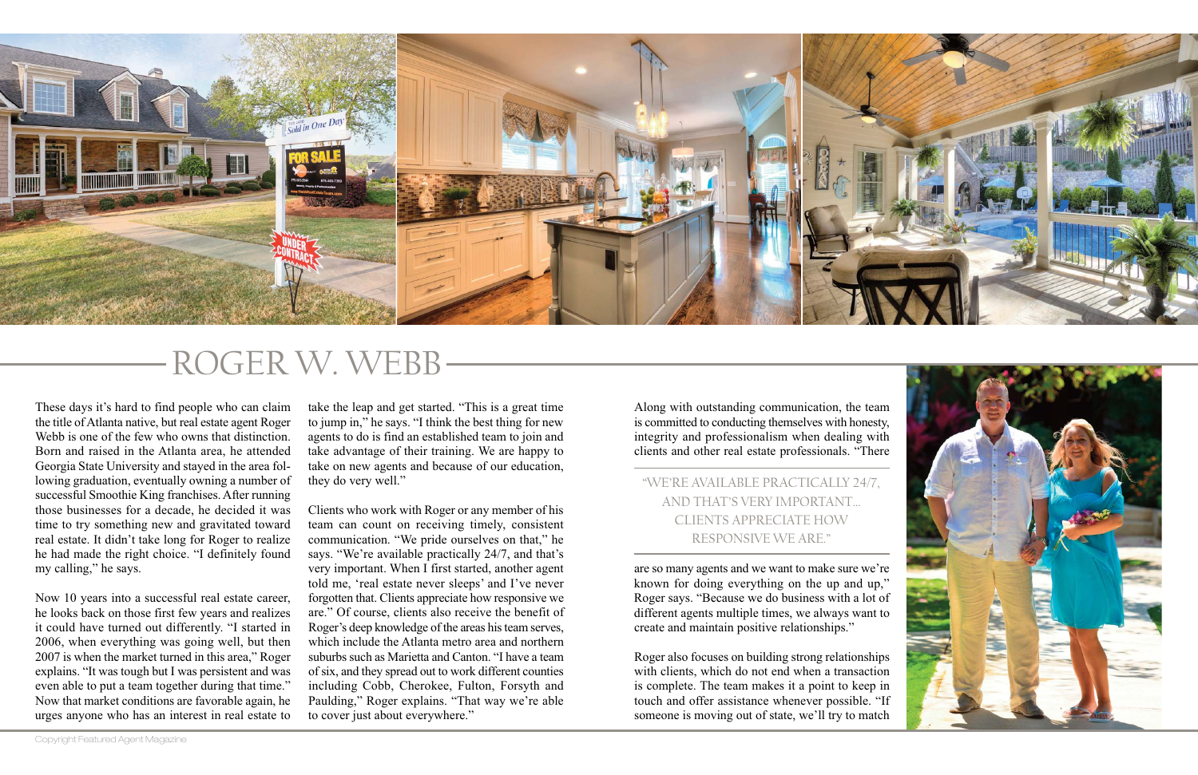# ROGER W. WEBB

These days it's hard to find people who can claim the title of Atlanta native, but real estate agent Roger Webb is one of the few who owns that distinction. Born and raised in the Atlanta area, he attended Georgia State University and stayed in the area following graduation, eventually owning a number of successful Smoothie King franchises. After running those businesses for a decade, he decided it was time to try something new and gravitated toward real estate. It didn't take long for Roger to realize he had made the right choice. "I definitely found my calling," he says.

Now 10 years into a successful real estate career, he looks back on those first few years and realizes it could have turned out differently. "I started in 2006, when everything was going well, but then 2007 is when the market turned in this area," Roger explains. "It was tough but I was persistent and was even able to put a team together during that time." Now that market conditions are favorable again, he urges anyone who has an interest in real estate to take the leap and get started. "This is a great time to jump in," he says. "I think the best thing for new agents to do is find an established team to join and take advantage of their training. We are happy to take on new agents and because of our education, they do very well."

Clients who work with Roger or any member of his team can count on receiving timely, consistent communication. "We pride ourselves on that," he says. "We're available practically 24/7, and that's very important. When I first started, another agent told me, 'real estate never sleeps' and I've never forgotten that. Clients appreciate how responsive we are." Of course, clients also receive the benefit of Roger's deep knowledge of the areas his team serves, which include the Atlanta metro area and northern suburbs such as Marietta and Canton. "I have a team of six, and they spread out to work different counties including Cobb, Cherokee, Fulton, Forsyth and Paulding," Roger explains. "That way we're able to cover just about everywhere."

Along with outstanding communication, the team is committed to conducting themselves with honesty, integrity and professionalism when dealing with clients and other real estate professionals. "There are so many agents and we want to make sure we're known for doing everything on the up and up," Roger says. "Because we do business with a lot of different agents multiple times, we always want to create and maintain positive relationships."

> "WE'RE AVAILABLE PRACTICALLY 24/7, AND THAT'S VERY IMPORTANT... CLIENTS APPRECIATE HOW RESPONSIVE WE ARE."

Roger also focuses on building strong relationships with clients, which do not end when a transaction is complete. The team makes it a point to keep in touch and offer assistance whenever possible. "If someone is moving out of state, we'll try to match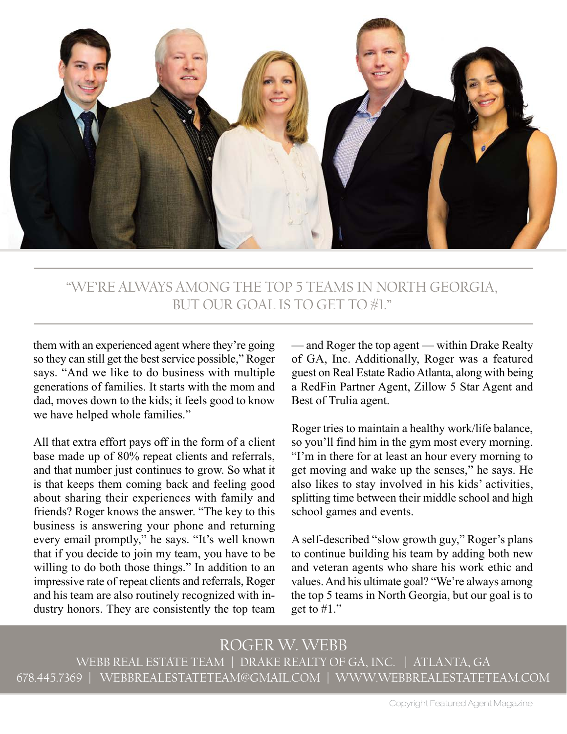> "WE'RE ALWAYS AMONG THE TOP 5 TEAMS IN NORTH GEORGIA, BUT OUR GOAL IS TO GET TO #1."

them with an experienced agent where they're going so they can still get the best service possible," Roger says. "And we like to do business with multiple generations of families. It starts with the mom and dad, moves down to the kids; it feels good to know we have helped whole families."

All that extra effort pays off in the form of a client base made up of 80% repeat clients and referrals, and that number just continues to grow. So what it is that keeps them coming back and feeling good about sharing their experiences with family and friends? Roger knows the answer. "The key to this business is answering your phone and returning every email promptly," he says. "It's well known that if you decide to join my team, you have to be willing to do both those things." In addition to an impressive rate of repeat clients and referrals, Roger and his team are also routinely recognized with industry honors. They are consistently the top team — and Roger the top agent — within Drake Realty of GA, Inc. Additionally, Roger was a featured guest on Real Estate Radio Atlanta, along with being a RedFin Partner Agent, Zillow 5 Star Agent and Best of Trulia agent.

Roger tries to maintain a healthy work/life balance, so you'll find him in the gym most every morning. "I'm in there for at least an hour every morning to get moving and wake up the senses," he says. He also likes to stay involved in his kids' activities, splitting time between their middle school and high school games and events.

A self-described "slow growth guy," Roger's plans to continue building his team by adding both new and veteran agents who share his work ethic and values. And his ultimate goal? "We're always among the top 5 teams in North Georgia, but our goal is to get to #1."

## ROGER W. WEBB

WEBB REAL ESTATE TEAM | DRAKE REALTY OF GA, INC. | ATLANTA, GA
678.445.7369 | WEBBREALESTATETEAM@GMAIL.COM | WWW.WEBBREALESTATETEAM.COM

Copyright Featured Agent Magazine